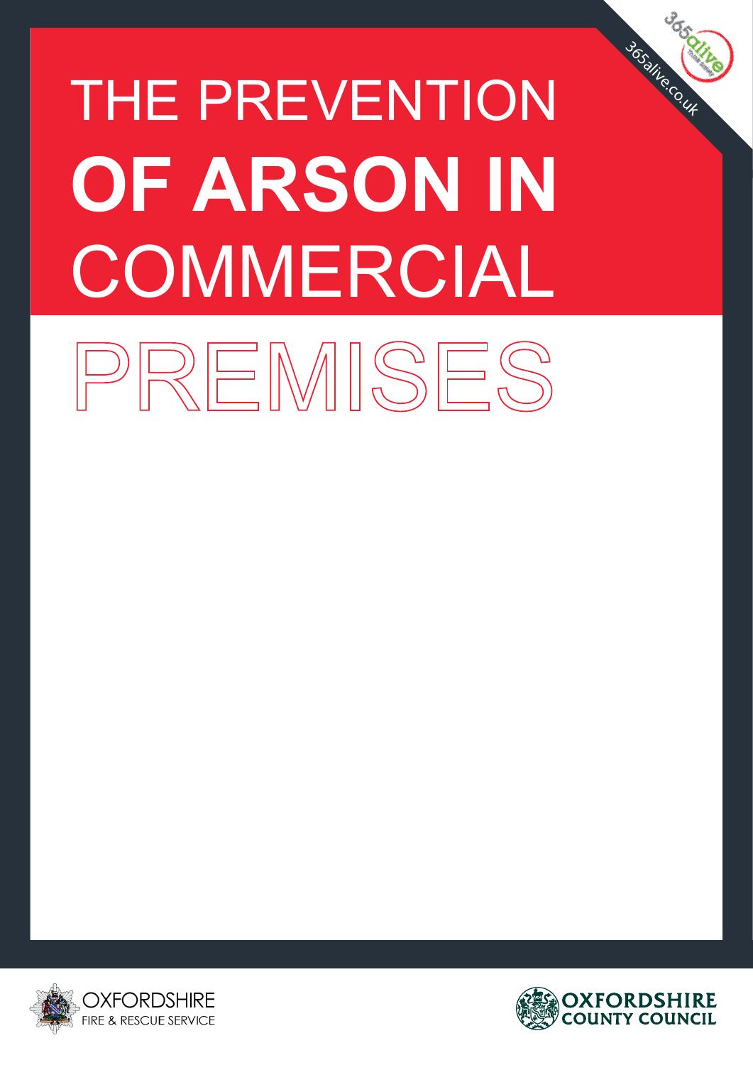# THE PREVENTION **OF ARSON IN** COMMERCIAL PREMISES

365alive.co.uk

OXFORDSHIRE FIRE & RESCUE SERVICE

OXFORDSHIRE COUNTY COUNCIL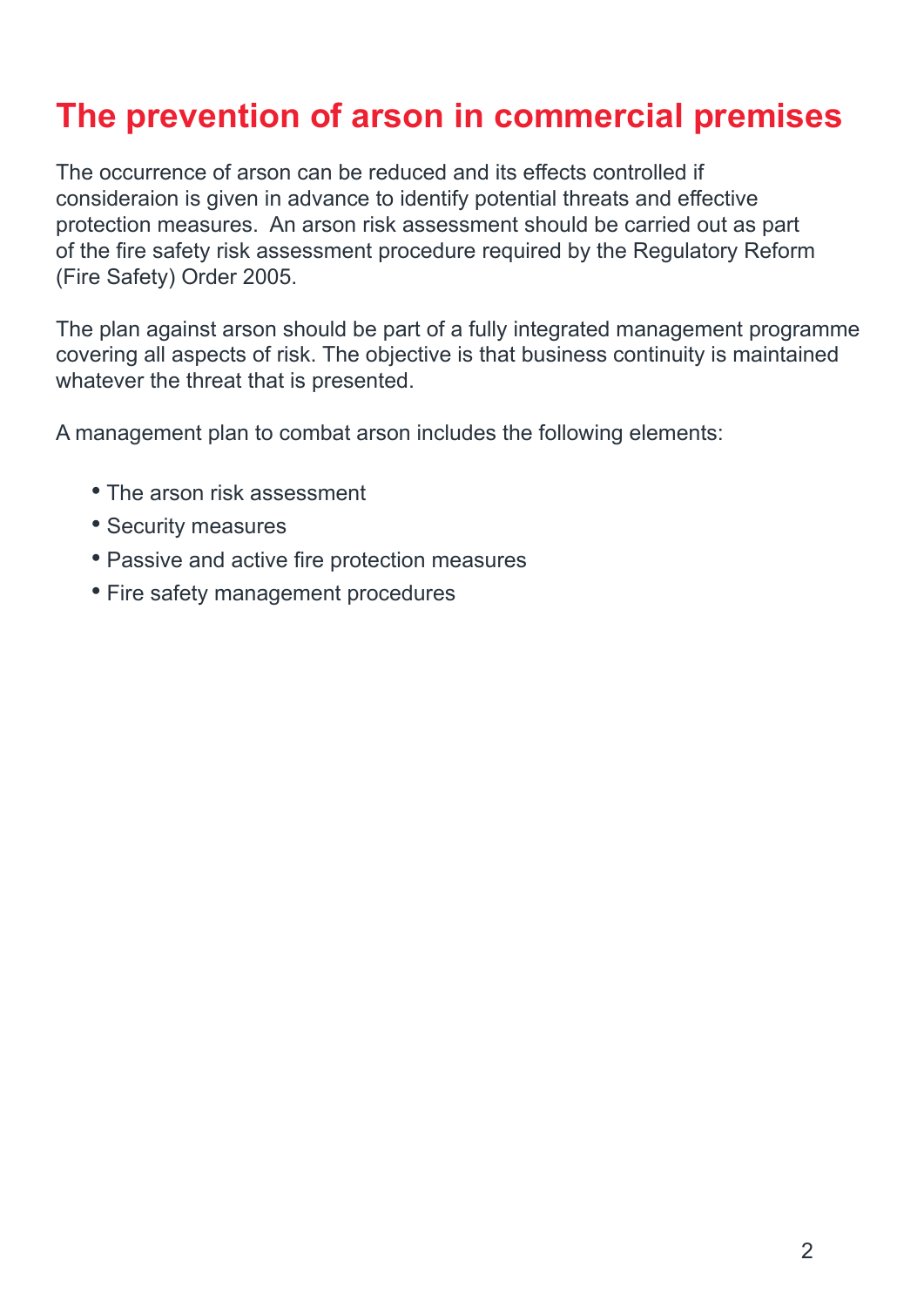# The prevention of arson in commercial premises

The occurrence of arson can be reduced and its effects controlled if consideraion is given in advance to identify potential threats and effective protection measures. An arson risk assessment should be carried out as part of the fire safety risk assessment procedure required by the Regulatory Reform (Fire Safety) Order 2005.

The plan against arson should be part of a fully integrated management programme covering all aspects of risk. The objective is that business continuity is maintained whatever the threat that is presented.

A management plan to combat arson includes the following elements:

- The arson risk assessment
- Security measures
- Passive and active fire protection measures
- Fire safety management procedures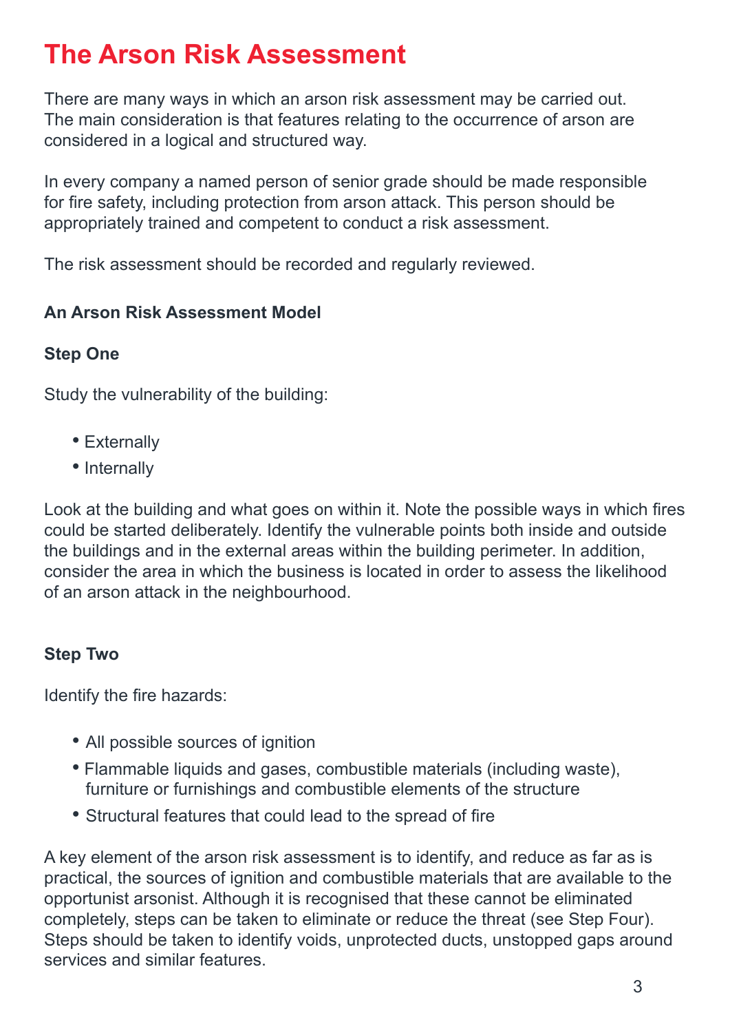# The Arson Risk Assessment

There are many ways in which an arson risk assessment may be carried out. The main consideration is that features relating to the occurrence of arson are considered in a logical and structured way.

In every company a named person of senior grade should be made responsible for fire safety, including protection from arson attack. This person should be appropriately trained and competent to conduct a risk assessment.

The risk assessment should be recorded and regularly reviewed.

**An Arson Risk Assessment Model**

**Step One**

Study the vulnerability of the building:

- Externally
- Internally

Look at the building and what goes on within it. Note the possible ways in which fires could be started deliberately. Identify the vulnerable points both inside and outside the buildings and in the external areas within the building perimeter. In addition, consider the area in which the business is located in order to assess the likelihood of an arson attack in the neighbourhood.

**Step Two**

Identify the fire hazards:

- All possible sources of ignition
- Flammable liquids and gases, combustible materials (including waste), furniture or furnishings and combustible elements of the structure
- Structural features that could lead to the spread of fire

A key element of the arson risk assessment is to identify, and reduce as far as is practical, the sources of ignition and combustible materials that are available to the opportunist arsonist. Although it is recognised that these cannot be eliminated completely, steps can be taken to eliminate or reduce the threat (see Step Four). Steps should be taken to identify voids, unprotected ducts, unstopped gaps around services and similar features.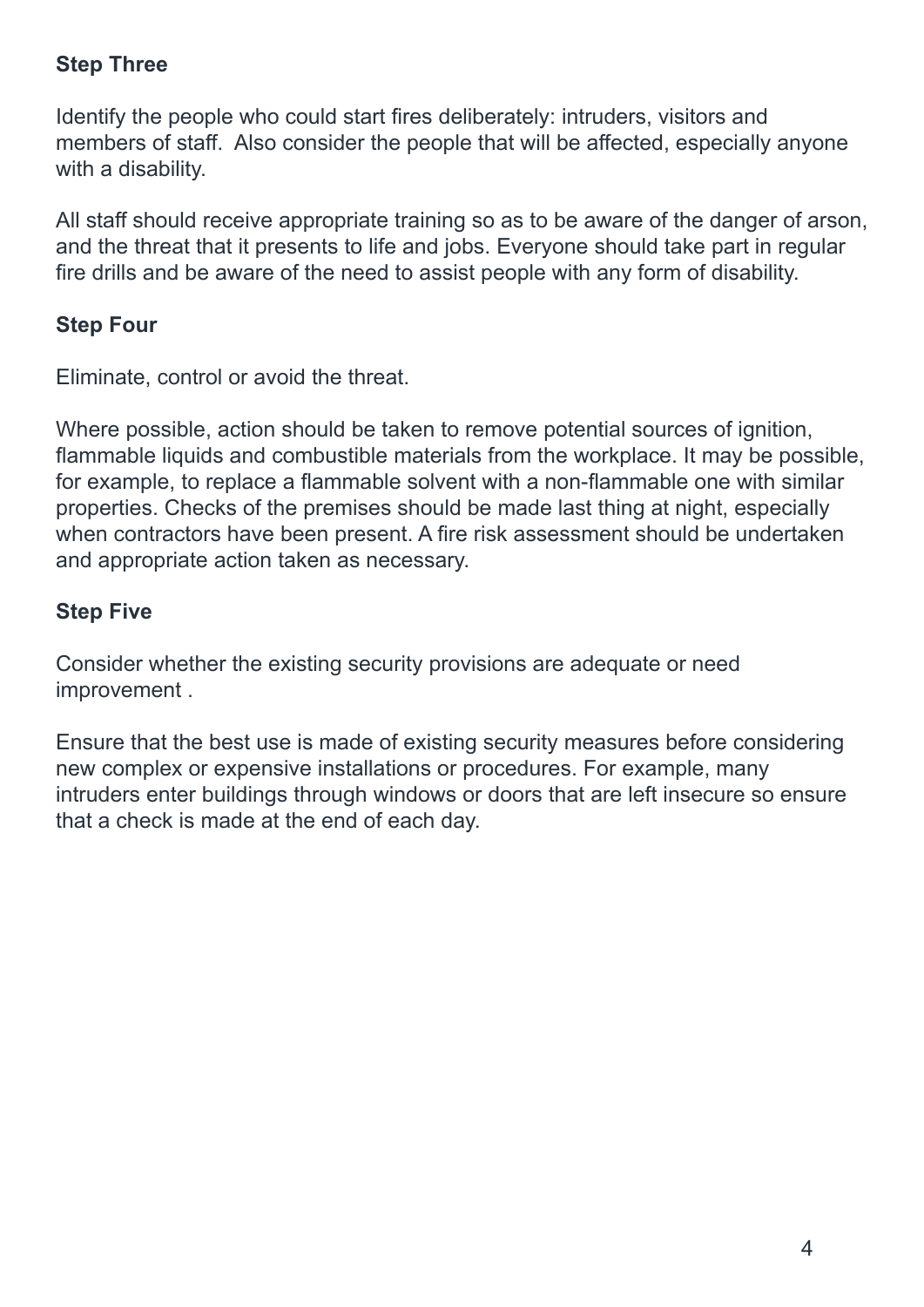**Step Three**

Identify the people who could start fires deliberately: intruders, visitors and members of staff. Also consider the people that will be affected, especially anyone with a disability.

All staff should receive appropriate training so as to be aware of the danger of arson, and the threat that it presents to life and jobs. Everyone should take part in regular fire drills and be aware of the need to assist people with any form of disability.

**Step Four**

Eliminate, control or avoid the threat.

Where possible, action should be taken to remove potential sources of ignition, flammable liquids and combustible materials from the workplace. It may be possible, for example, to replace a flammable solvent with a non-flammable one with similar properties. Checks of the premises should be made last thing at night, especially when contractors have been present. A fire risk assessment should be undertaken and appropriate action taken as necessary.

**Step Five**

Consider whether the existing security provisions are adequate or need improvement .

Ensure that the best use is made of existing security measures before considering new complex or expensive installations or procedures. For example, many intruders enter buildings through windows or doors that are left insecure so ensure that a check is made at the end of each day.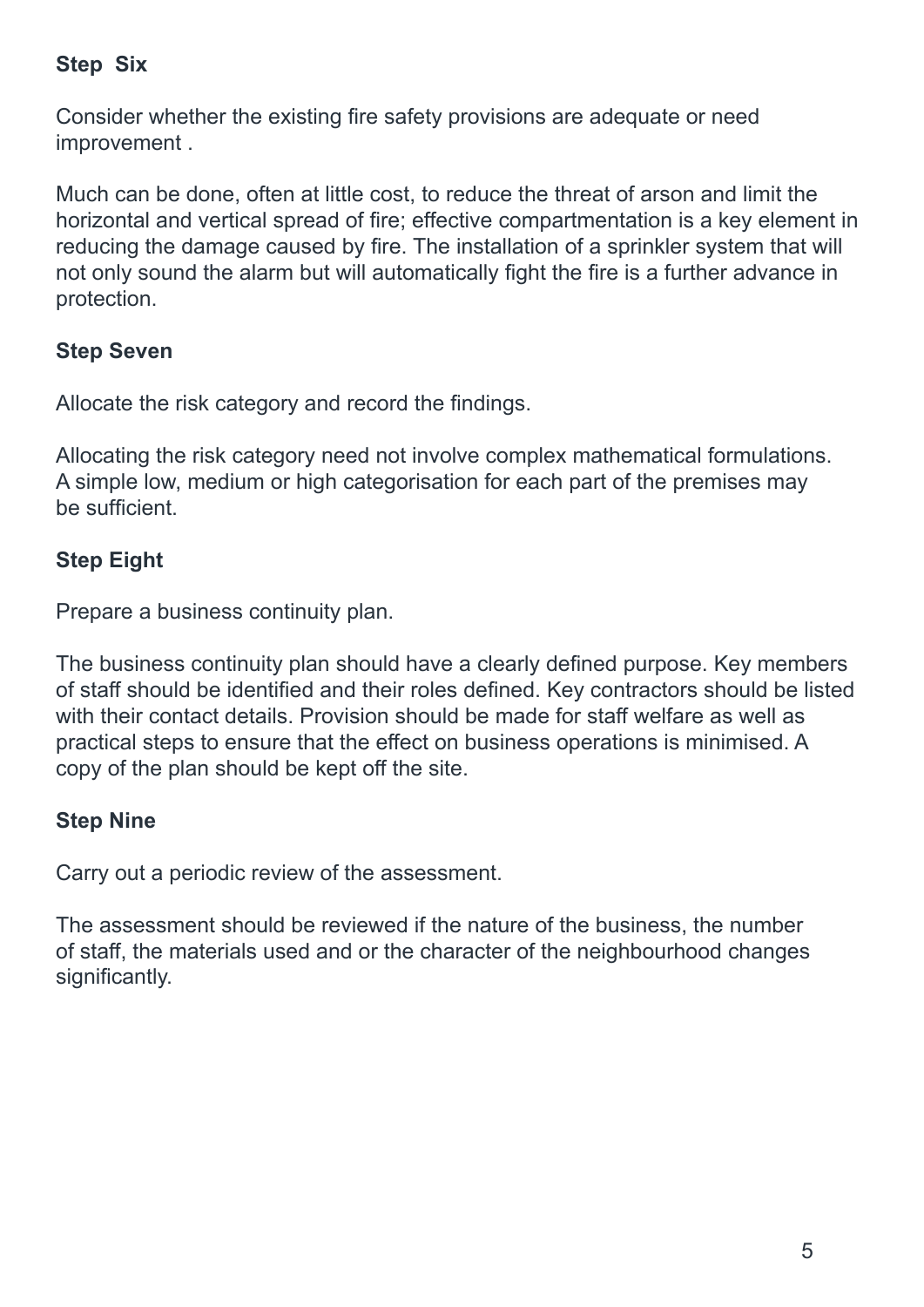### Step Six

Consider whether the existing fire safety provisions are adequate or need improvement .

Much can be done, often at little cost, to reduce the threat of arson and limit the horizontal and vertical spread of fire; effective compartmentation is a key element in reducing the damage caused by fire. The installation of a sprinkler system that will not only sound the alarm but will automatically fight the fire is a further advance in protection.

### Step Seven

Allocate the risk category and record the findings.

Allocating the risk category need not involve complex mathematical formulations. A simple low, medium or high categorisation for each part of the premises may be sufficient.

### Step Eight

Prepare a business continuity plan.

The business continuity plan should have a clearly defined purpose. Key members of staff should be identified and their roles defined. Key contractors should be listed with their contact details. Provision should be made for staff welfare as well as practical steps to ensure that the effect on business operations is minimised. A copy of the plan should be kept off the site.

### Step Nine

Carry out a periodic review of the assessment.

The assessment should be reviewed if the nature of the business, the number of staff, the materials used and or the character of the neighbourhood changes significantly.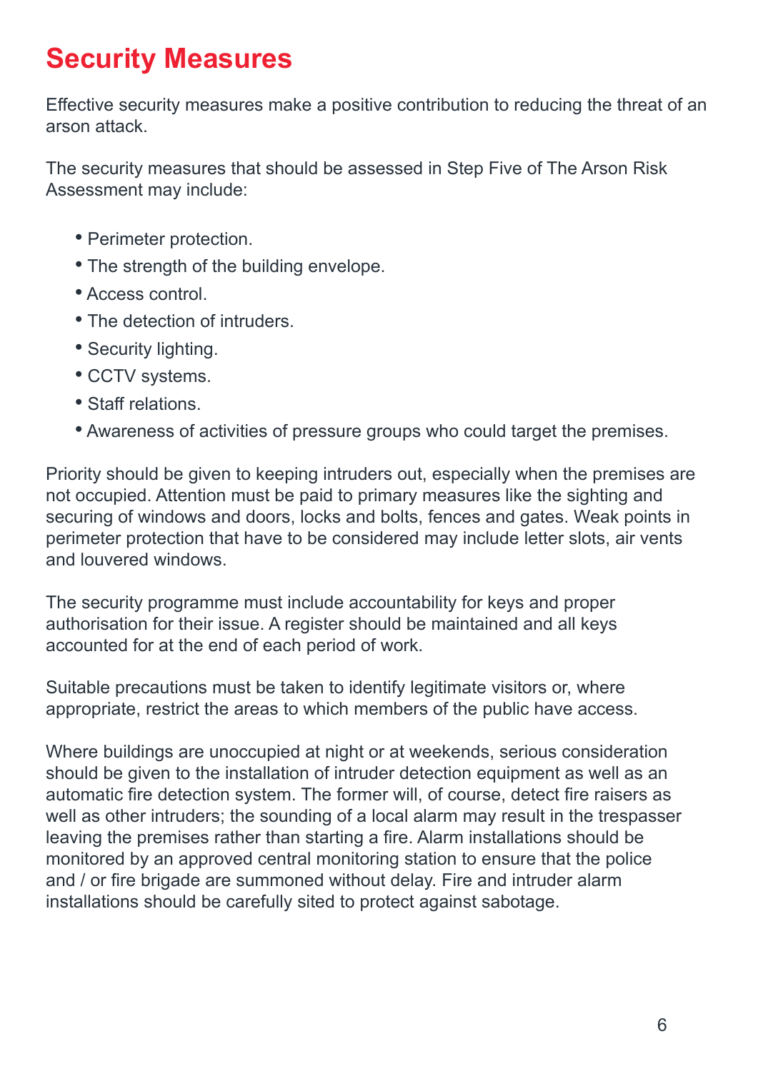# Security Measures

Effective security measures make a positive contribution to reducing the threat of an arson attack.

The security measures that should be assessed in Step Five of The Arson Risk Assessment may include:

- Perimeter protection.
- The strength of the building envelope.
- Access control.
- The detection of intruders.
- Security lighting.
- CCTV systems.
- Staff relations.
- Awareness of activities of pressure groups who could target the premises.

Priority should be given to keeping intruders out, especially when the premises are not occupied. Attention must be paid to primary measures like the sighting and securing of windows and doors, locks and bolts, fences and gates. Weak points in perimeter protection that have to be considered may include letter slots, air vents and louvered windows.

The security programme must include accountability for keys and proper authorisation for their issue. A register should be maintained and all keys accounted for at the end of each period of work.

Suitable precautions must be taken to identify legitimate visitors or, where appropriate, restrict the areas to which members of the public have access.

Where buildings are unoccupied at night or at weekends, serious consideration should be given to the installation of intruder detection equipment as well as an automatic fire detection system. The former will, of course, detect fire raisers as well as other intruders; the sounding of a local alarm may result in the trespasser leaving the premises rather than starting a fire. Alarm installations should be monitored by an approved central monitoring station to ensure that the police and / or fire brigade are summoned without delay. Fire and intruder alarm installations should be carefully sited to protect against sabotage.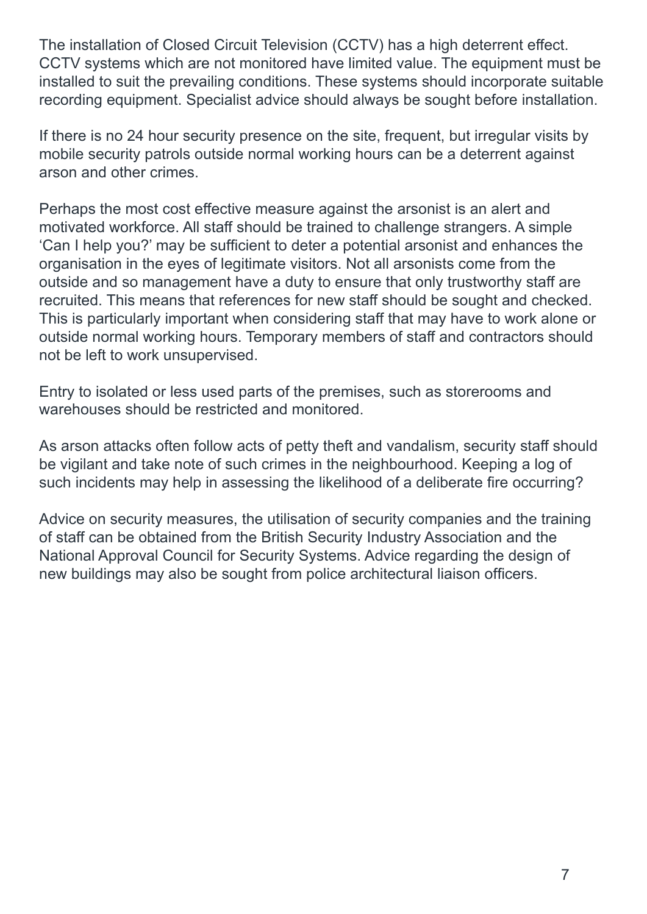The installation of Closed Circuit Television (CCTV) has a high deterrent effect. CCTV systems which are not monitored have limited value. The equipment must be installed to suit the prevailing conditions. These systems should incorporate suitable recording equipment. Specialist advice should always be sought before installation.

If there is no 24 hour security presence on the site, frequent, but irregular visits by mobile security patrols outside normal working hours can be a deterrent against arson and other crimes.

Perhaps the most cost effective measure against the arsonist is an alert and motivated workforce. All staff should be trained to challenge strangers. A simple 'Can I help you?' may be sufficient to deter a potential arsonist and enhances the organisation in the eyes of legitimate visitors. Not all arsonists come from the outside and so management have a duty to ensure that only trustworthy staff are recruited. This means that references for new staff should be sought and checked. This is particularly important when considering staff that may have to work alone or outside normal working hours. Temporary members of staff and contractors should not be left to work unsupervised.

Entry to isolated or less used parts of the premises, such as storerooms and warehouses should be restricted and monitored.

As arson attacks often follow acts of petty theft and vandalism, security staff should be vigilant and take note of such crimes in the neighbourhood. Keeping a log of such incidents may help in assessing the likelihood of a deliberate fire occurring?

Advice on security measures, the utilisation of security companies and the training of staff can be obtained from the British Security Industry Association and the National Approval Council for Security Systems. Advice regarding the design of new buildings may also be sought from police architectural liaison officers.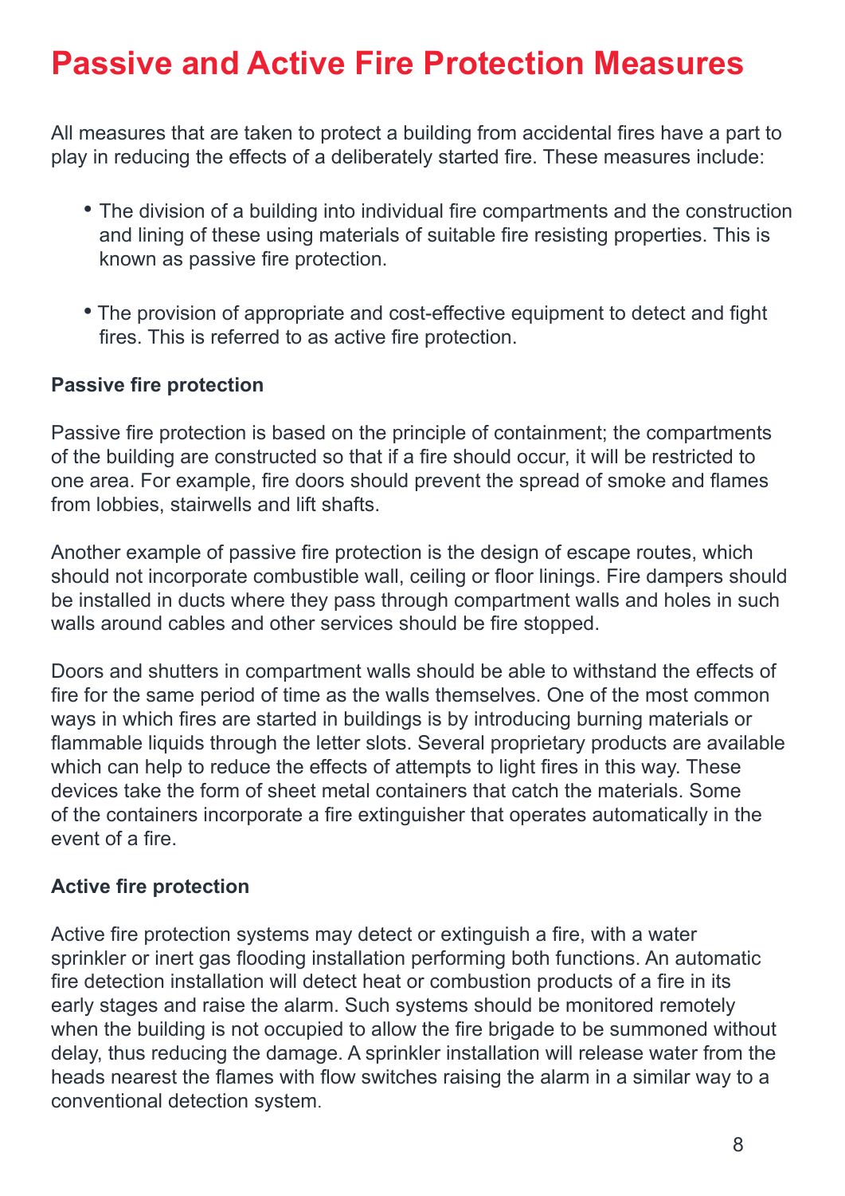# Passive and Active Fire Protection Measures

All measures that are taken to protect a building from accidental fires have a part to play in reducing the effects of a deliberately started fire. These measures include:

- The division of a building into individual fire compartments and the construction and lining of these using materials of suitable fire resisting properties. This is known as passive fire protection.
- The provision of appropriate and cost-effective equipment to detect and fight fires. This is referred to as active fire protection.

**Passive fire protection**

Passive fire protection is based on the principle of containment; the compartments of the building are constructed so that if a fire should occur, it will be restricted to one area. For example, fire doors should prevent the spread of smoke and flames from lobbies, stairwells and lift shafts.

Another example of passive fire protection is the design of escape routes, which should not incorporate combustible wall, ceiling or floor linings. Fire dampers should be installed in ducts where they pass through compartment walls and holes in such walls around cables and other services should be fire stopped.

Doors and shutters in compartment walls should be able to withstand the effects of fire for the same period of time as the walls themselves. One of the most common ways in which fires are started in buildings is by introducing burning materials or flammable liquids through the letter slots. Several proprietary products are available which can help to reduce the effects of attempts to light fires in this way. These devices take the form of sheet metal containers that catch the materials. Some of the containers incorporate a fire extinguisher that operates automatically in the event of a fire.

**Active fire protection**

Active fire protection systems may detect or extinguish a fire, with a water sprinkler or inert gas flooding installation performing both functions. An automatic fire detection installation will detect heat or combustion products of a fire in its early stages and raise the alarm. Such systems should be monitored remotely when the building is not occupied to allow the fire brigade to be summoned without delay, thus reducing the damage. A sprinkler installation will release water from the heads nearest the flames with flow switches raising the alarm in a similar way to a conventional detection system.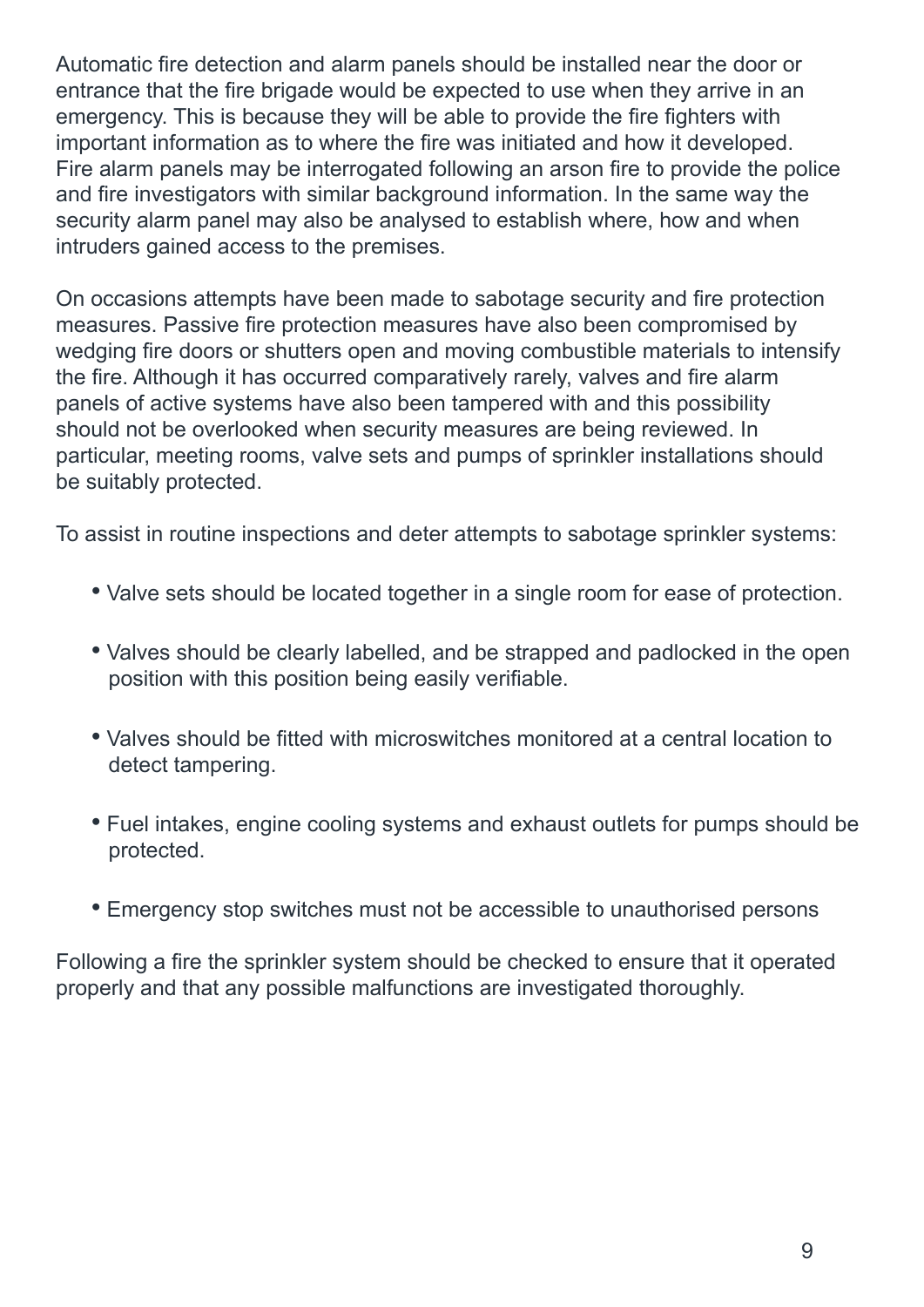Automatic fire detection and alarm panels should be installed near the door or entrance that the fire brigade would be expected to use when they arrive in an emergency. This is because they will be able to provide the fire fighters with important information as to where the fire was initiated and how it developed. Fire alarm panels may be interrogated following an arson fire to provide the police and fire investigators with similar background information. In the same way the security alarm panel may also be analysed to establish where, how and when intruders gained access to the premises.

On occasions attempts have been made to sabotage security and fire protection measures. Passive fire protection measures have also been compromised by wedging fire doors or shutters open and moving combustible materials to intensify the fire. Although it has occurred comparatively rarely, valves and fire alarm panels of active systems have also been tampered with and this possibility should not be overlooked when security measures are being reviewed. In particular, meeting rooms, valve sets and pumps of sprinkler installations should be suitably protected.

To assist in routine inspections and deter attempts to sabotage sprinkler systems:

- Valve sets should be located together in a single room for ease of protection.
- Valves should be clearly labelled, and be strapped and padlocked in the open position with this position being easily verifiable.
- Valves should be fitted with microswitches monitored at a central location to detect tampering.
- Fuel intakes, engine cooling systems and exhaust outlets for pumps should be protected.
- Emergency stop switches must not be accessible to unauthorised persons

Following a fire the sprinkler system should be checked to ensure that it operated properly and that any possible malfunctions are investigated thoroughly.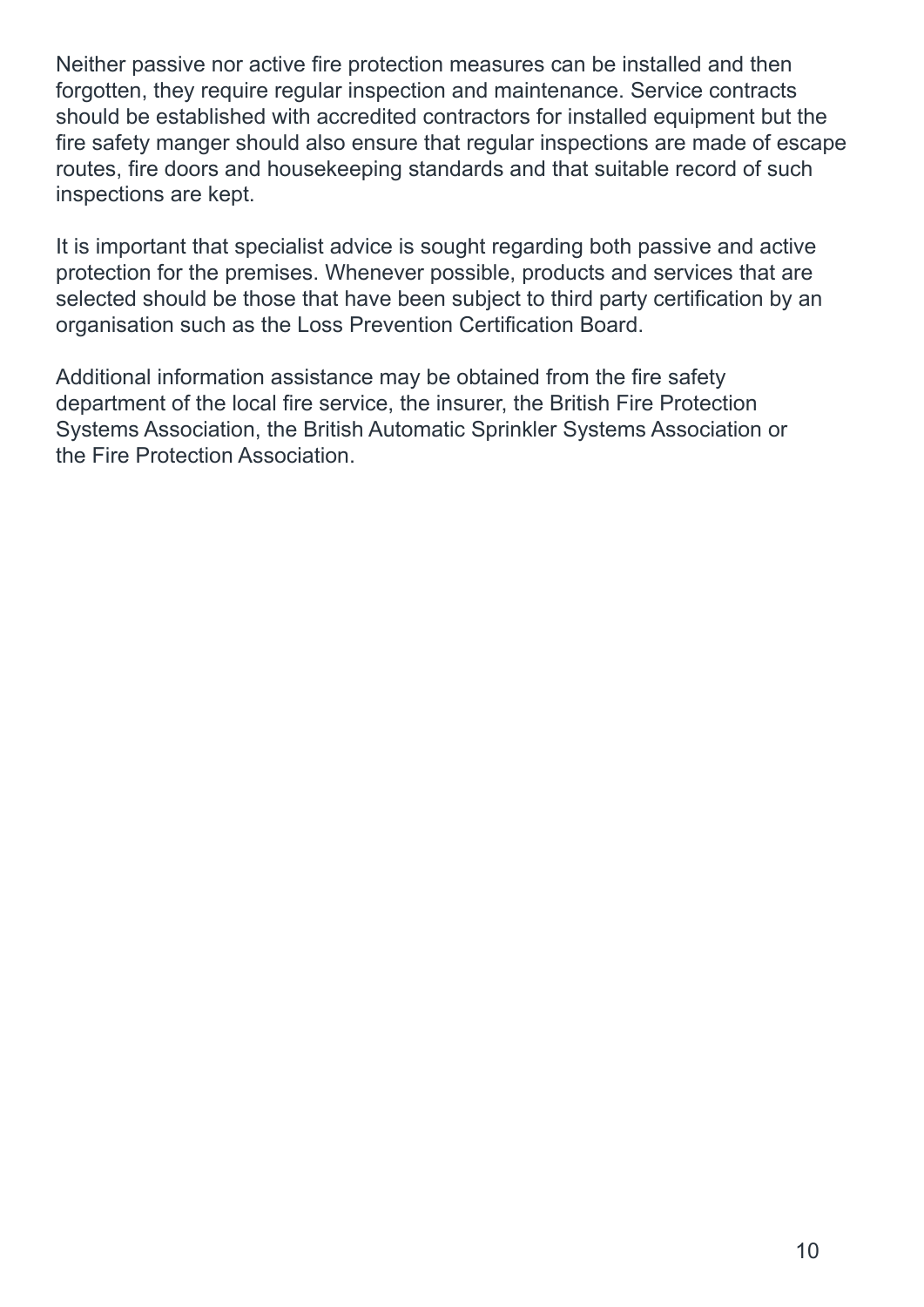Neither passive nor active fire protection measures can be installed and then forgotten, they require regular inspection and maintenance. Service contracts should be established with accredited contractors for installed equipment but the fire safety manger should also ensure that regular inspections are made of escape routes, fire doors and housekeeping standards and that suitable record of such inspections are kept.

It is important that specialist advice is sought regarding both passive and active protection for the premises. Whenever possible, products and services that are selected should be those that have been subject to third party certification by an organisation such as the Loss Prevention Certification Board.

Additional information assistance may be obtained from the fire safety department of the local fire service, the insurer, the British Fire Protection Systems Association, the British Automatic Sprinkler Systems Association or the Fire Protection Association.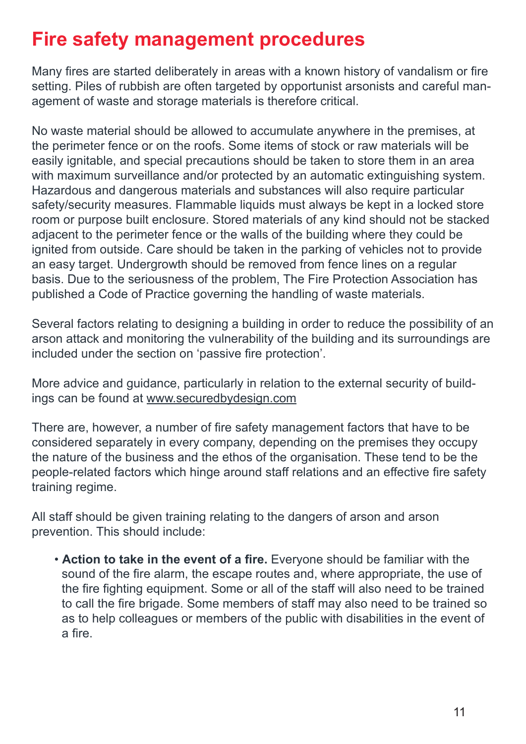# Fire safety management procedures

Many fires are started deliberately in areas with a known history of vandalism or fire setting. Piles of rubbish are often targeted by opportunist arsonists and careful management of waste and storage materials is therefore critical.

No waste material should be allowed to accumulate anywhere in the premises, at the perimeter fence or on the roofs. Some items of stock or raw materials will be easily ignitable, and special precautions should be taken to store them in an area with maximum surveillance and/or protected by an automatic extinguishing system. Hazardous and dangerous materials and substances will also require particular safety/security measures. Flammable liquids must always be kept in a locked store room or purpose built enclosure. Stored materials of any kind should not be stacked adjacent to the perimeter fence or the walls of the building where they could be ignited from outside. Care should be taken in the parking of vehicles not to provide an easy target. Undergrowth should be removed from fence lines on a regular basis. Due to the seriousness of the problem, The Fire Protection Association has published a Code of Practice governing the handling of waste materials.

Several factors relating to designing a building in order to reduce the possibility of an arson attack and monitoring the vulnerability of the building and its surroundings are included under the section on 'passive fire protection'.

More advice and guidance, particularly in relation to the external security of buildings can be found at www.securedbydesign.com

There are, however, a number of fire safety management factors that have to be considered separately in every company, depending on the premises they occupy the nature of the business and the ethos of the organisation. These tend to be the people-related factors which hinge around staff relations and an effective fire safety training regime.

All staff should be given training relating to the dangers of arson and arson prevention. This should include:

- **Action to take in the event of a fire.** Everyone should be familiar with the sound of the fire alarm, the escape routes and, where appropriate, the use of the fire fighting equipment. Some or all of the staff will also need to be trained to call the fire brigade. Some members of staff may also need to be trained so as to help colleagues or members of the public with disabilities in the event of a fire.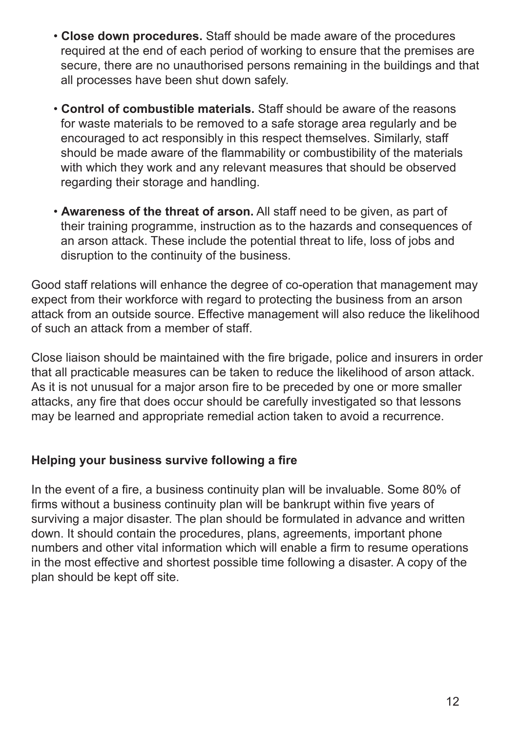- **Close down procedures.** Staff should be made aware of the procedures required at the end of each period of working to ensure that the premises are secure, there are no unauthorised persons remaining in the buildings and that all processes have been shut down safely.

- **Control of combustible materials.** Staff should be aware of the reasons for waste materials to be removed to a safe storage area regularly and be encouraged to act responsibly in this respect themselves. Similarly, staff should be made aware of the flammability or combustibility of the materials with which they work and any relevant measures that should be observed regarding their storage and handling.

- **Awareness of the threat of arson.** All staff need to be given, as part of their training programme, instruction as to the hazards and consequences of an arson attack. These include the potential threat to life, loss of jobs and disruption to the continuity of the business.

Good staff relations will enhance the degree of co-operation that management may expect from their workforce with regard to protecting the business from an arson attack from an outside source. Effective management will also reduce the likelihood of such an attack from a member of staff.

Close liaison should be maintained with the fire brigade, police and insurers in order that all practicable measures can be taken to reduce the likelihood of arson attack. As it is not unusual for a major arson fire to be preceded by one or more smaller attacks, any fire that does occur should be carefully investigated so that lessons may be learned and appropriate remedial action taken to avoid a recurrence.

### Helping your business survive following a fire

In the event of a fire, a business continuity plan will be invaluable. Some 80% of firms without a business continuity plan will be bankrupt within five years of surviving a major disaster. The plan should be formulated in advance and written down. It should contain the procedures, plans, agreements, important phone numbers and other vital information which will enable a firm to resume operations in the most effective and shortest possible time following a disaster. A copy of the plan should be kept off site.